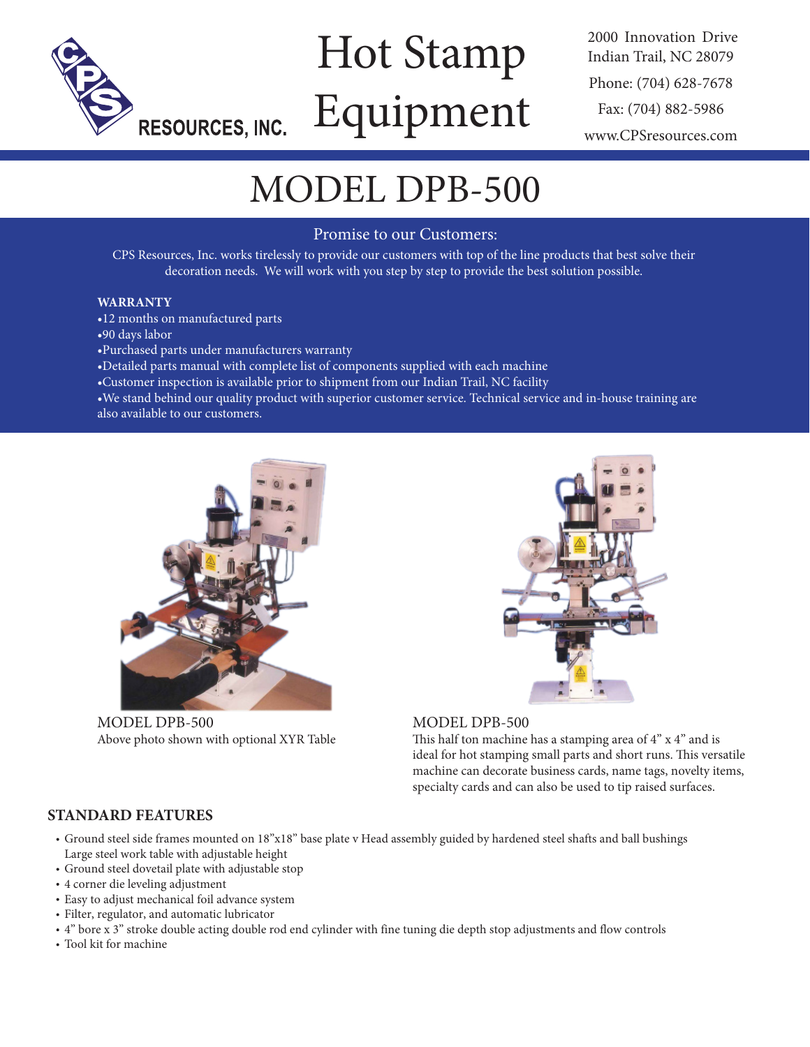RESOURCES, INC.

# Hot Stamp Equipment

2000 Innovation Drive
Indian Trail, NC 28079

Phone: (704) 628-7678

Fax: (704) 882-5986

www.CPSresources.com

# MODEL DPB-500

## Promise to our Customers:

CPS Resources, Inc. works tirelessly to provide our customers with top of the line products that best solve their decoration needs. We will work with you step by step to provide the best solution possible.

**WARRANTY**

- 12 months on manufactured parts
- 90 days labor
- Purchased parts under manufacturers warranty
- Detailed parts manual with complete list of components supplied with each machine
- Customer inspection is available prior to shipment from our Indian Trail, NC facility
- We stand behind our quality product with superior customer service. Technical service and in-house training are also available to our customers.

MODEL DPB-500
Above photo shown with optional XYR Table

MODEL DPB-500
This half ton machine has a stamping area of 4" x 4" and is ideal for hot stamping small parts and short runs. This versatile machine can decorate business cards, name tags, novelty items, specialty cards and can also be used to tip raised surfaces.

## STANDARD FEATURES

- Ground steel side frames mounted on 18"x18" base plate v Head assembly guided by hardened steel shafts and ball bushings Large steel work table with adjustable height
- Ground steel dovetail plate with adjustable stop
- 4 corner die leveling adjustment
- Easy to adjust mechanical foil advance system
- Filter, regulator, and automatic lubricator
- 4" bore x 3" stroke double acting double rod end cylinder with fine tuning die depth stop adjustments and flow controls
- Tool kit for machine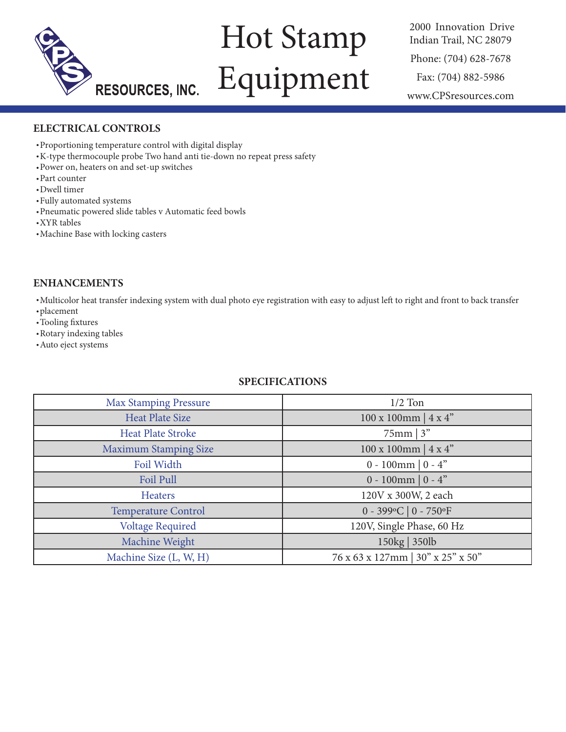RESOURCES, INC.

# Hot Stamp Equipment

2000 Innovation Drive
Indian Trail, NC 28079

Phone: (704) 628-7678

Fax: (704) 882-5986

www.CPSresources.com

## ELECTRICAL CONTROLS

- Proportioning temperature control with digital display
- K-type thermocouple probe Two hand anti tie-down no repeat press safety
- Power on, heaters on and set-up switches
- Part counter
- Dwell timer
- Fully automated systems
- Pneumatic powered slide tables v Automatic feed bowls
- XYR tables
- Machine Base with locking casters

## ENHANCEMENTS

- Multicolor heat transfer indexing system with dual photo eye registration with easy to adjust left to right and front to back transfer
- placement
- Tooling fixtures
- Rotary indexing tables
- Auto eject systems

## SPECIFICATIONS

| | |
|---|---|
| Max Stamping Pressure | 1/2 Ton |
| Heat Plate Size | 100 x 100mm \| 4 x 4” |
| Heat Plate Stroke | 75mm \| 3” |
| Maximum Stamping Size | 100 x 100mm \| 4 x 4” |
| Foil Width | 0 - 100mm \| 0 - 4” |
| Foil Pull | 0 - 100mm \| 0 - 4” |
| Heaters | 120V x 300W, 2 each |
| Temperature Control | 0 - 399ºC \| 0 - 750ºF |
| Voltage Required | 120V, Single Phase, 60 Hz |
| Machine Weight | 150kg \| 350lb |
| Machine Size (L, W, H) | 76 x 63 x 127mm \| 30” x 25” x 50” |